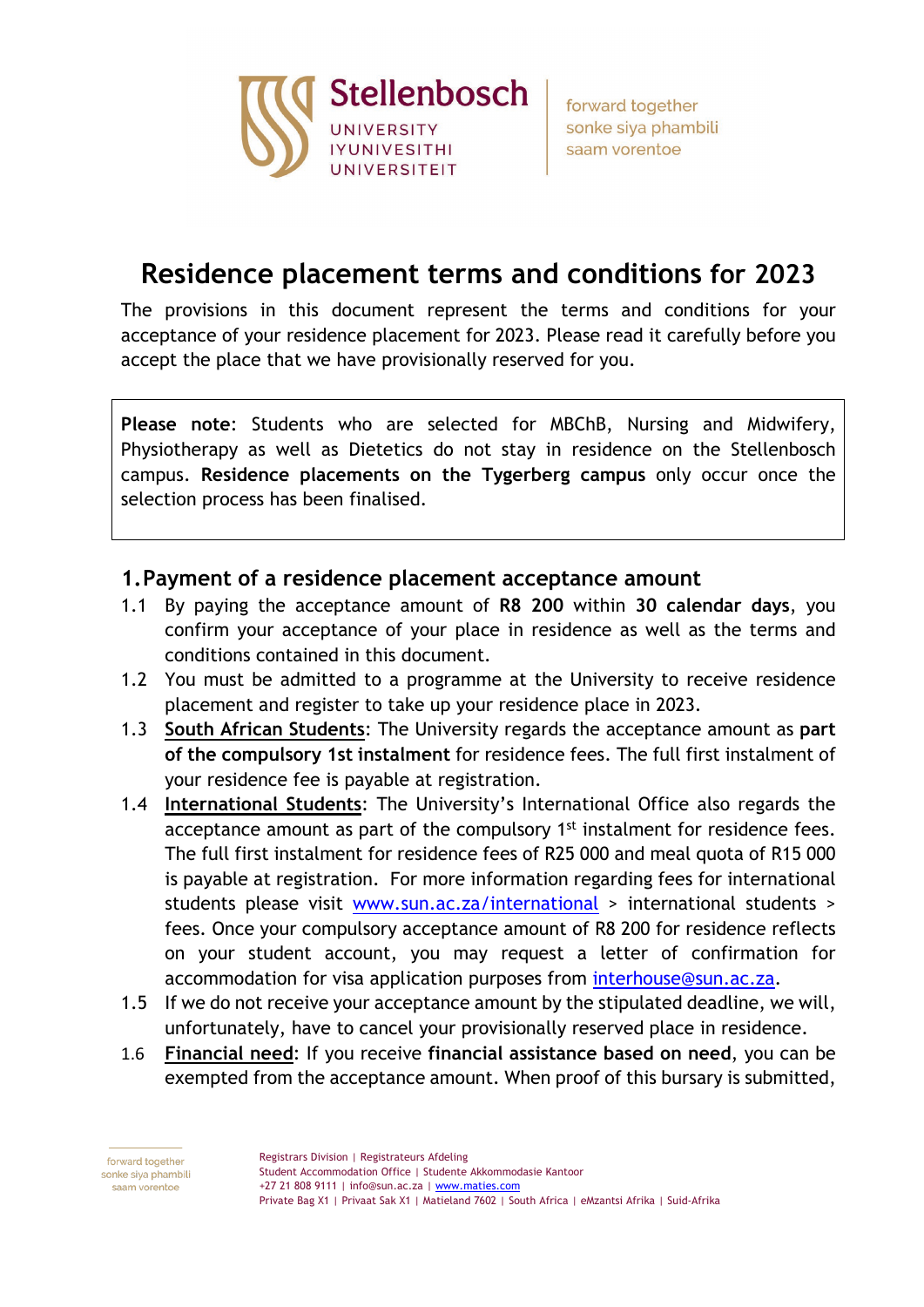# Residence placement terms and conditions for 2023

The provisions in this document represent the terms and conditions for your acceptance of your residence placement for 2023. Please read it carefully before you accept the place that we have provisionally reserved for you.

**Please note**: Students who are selected for MBChB, Nursing and Midwifery, Physiotherapy as well as Dietetics do not stay in residence on the Stellenbosch campus. **Residence placements on the Tygerberg campus** only occur once the selection process has been finalised.

## 1. Payment of a residence placement acceptance amount

1.1 By paying the acceptance amount of **R8 200** within **30 calendar days**, you confirm your acceptance of your place in residence as well as the terms and conditions contained in this document.

1.2 You must be admitted to a programme at the University to receive residence placement and register to take up your residence place in 2023.

1.3 South African Students: The University regards the acceptance amount as **part of the compulsory 1st instalment** for residence fees. The full first instalment of your residence fee is payable at registration.

1.4 International Students: The University's International Office also regards the acceptance amount as part of the compulsory 1st instalment for residence fees. The full first instalment for residence fees of R25 000 and meal quota of R15 000 is payable at registration. For more information regarding fees for international students please visit www.sun.ac.za/international > international students > fees. Once your compulsory acceptance amount of R8 200 for residence reflects on your student account, you may request a letter of confirmation for accommodation for visa application purposes from interhouse@sun.ac.za.

1.5 If we do not receive your acceptance amount by the stipulated deadline, we will, unfortunately, have to cancel your provisionally reserved place in residence.

1.6 **Financial need**: If you receive **financial assistance based on need**, you can be exempted from the acceptance amount. When proof of this bursary is submitted,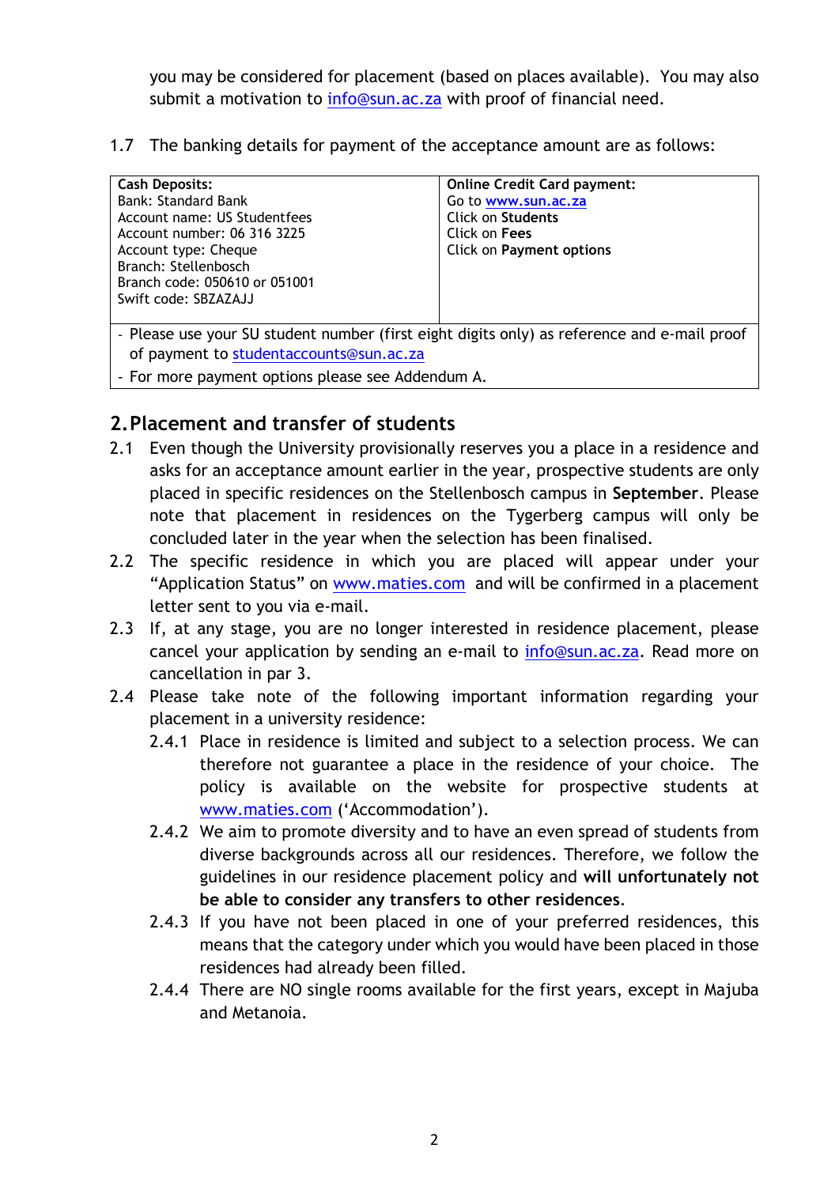you may be considered for placement (based on places available). You may also submit a motivation to info@sun.ac.za with proof of financial need.

1.7 The banking details for payment of the acceptance amount are as follows:

| **Cash Deposits:**<br>Bank: Standard Bank<br>Account name: US Studentfees<br>Account number: 06 316 3225<br>Account type: Cheque<br>Branch: Stellenbosch<br>Branch code: 050610 or 051001<br>Swift code: SBZAZAJJ | **Online Credit Card payment:**<br>Go to www.sun.ac.za<br>Click on **Students**<br>Click on **Fees**<br>Click on **Payment options** |
|---|---|
| - Please use your SU student number (first eight digits only) as reference and e-mail proof of payment to studentaccounts@sun.ac.za<br>- For more payment options please see Addendum A. | |

## 2. Placement and transfer of students

2.1 Even though the University provisionally reserves you a place in a residence and asks for an acceptance amount earlier in the year, prospective students are only placed in specific residences on the Stellenbosch campus in **September**. Please note that placement in residences on the Tygerberg campus will only be concluded later in the year when the selection has been finalised.

2.2 The specific residence in which you are placed will appear under your "Application Status" on www.maties.com and will be confirmed in a placement letter sent to you via e-mail.

2.3 If, at any stage, you are no longer interested in residence placement, please cancel your application by sending an e-mail to info@sun.ac.za. Read more on cancellation in par 3.

2.4 Please take note of the following important information regarding your placement in a university residence:

2.4.1 Place in residence is limited and subject to a selection process. We can therefore not guarantee a place in the residence of your choice. The policy is available on the website for prospective students at www.maties.com ('Accommodation').

2.4.2 We aim to promote diversity and to have an even spread of students from diverse backgrounds across all our residences. Therefore, we follow the guidelines in our residence placement policy and **will unfortunately not be able to consider any transfers to other residences**.

2.4.3 If you have not been placed in one of your preferred residences, this means that the category under which you would have been placed in those residences had already been filled.

2.4.4 There are NO single rooms available for the first years, except in Majuba and Metanoia.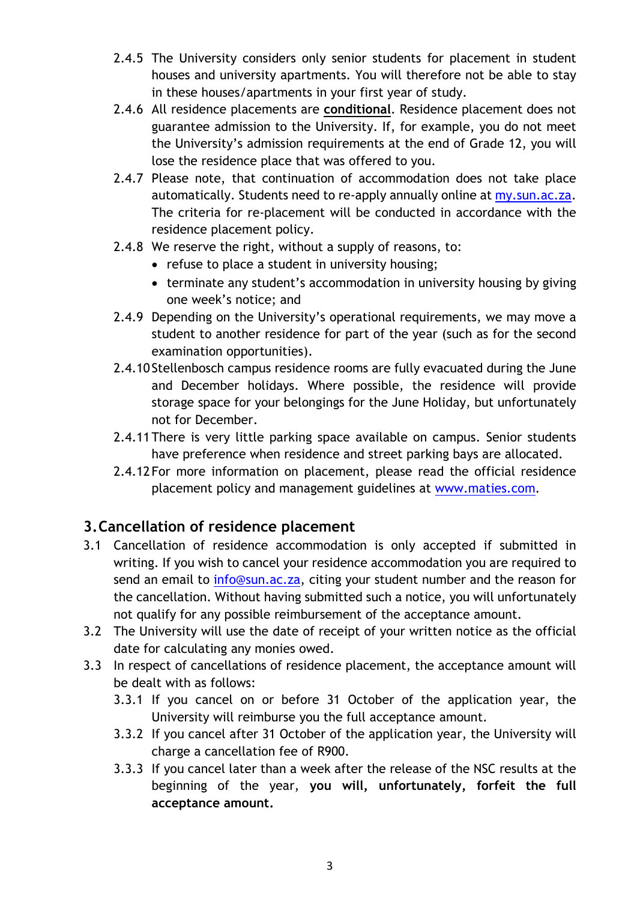2.4.5 The University considers only senior students for placement in student houses and university apartments. You will therefore not be able to stay in these houses/apartments in your first year of study.

2.4.6 All residence placements are **conditional**. Residence placement does not guarantee admission to the University. If, for example, you do not meet the University's admission requirements at the end of Grade 12, you will lose the residence place that was offered to you.

2.4.7 Please note, that continuation of accommodation does not take place automatically. Students need to re-apply annually online at [my.sun.ac.za](my.sun.ac.za). The criteria for re-placement will be conducted in accordance with the residence placement policy.

2.4.8 We reserve the right, without a supply of reasons, to:

- refuse to place a student in university housing;
- terminate any student's accommodation in university housing by giving one week's notice; and

2.4.9 Depending on the University's operational requirements, we may move a student to another residence for part of the year (such as for the second examination opportunities).

2.4.10 Stellenbosch campus residence rooms are fully evacuated during the June and December holidays. Where possible, the residence will provide storage space for your belongings for the June Holiday, but unfortunately not for December.

2.4.11 There is very little parking space available on campus. Senior students have preference when residence and street parking bays are allocated.

2.4.12 For more information on placement, please read the official residence placement policy and management guidelines at [www.maties.com](www.maties.com).

## 3. Cancellation of residence placement

3.1 Cancellation of residence accommodation is only accepted if submitted in writing. If you wish to cancel your residence accommodation you are required to send an email to [info@sun.ac.za](mailto:info@sun.ac.za), citing your student number and the reason for the cancellation. Without having submitted such a notice, you will unfortunately not qualify for any possible reimbursement of the acceptance amount.

3.2 The University will use the date of receipt of your written notice as the official date for calculating any monies owed.

3.3 In respect of cancellations of residence placement, the acceptance amount will be dealt with as follows:

3.3.1 If you cancel on or before 31 October of the application year, the University will reimburse you the full acceptance amount.

3.3.2 If you cancel after 31 October of the application year, the University will charge a cancellation fee of R900.

3.3.3 If you cancel later than a week after the release of the NSC results at the beginning of the year, **you will, unfortunately, forfeit the full acceptance amount.**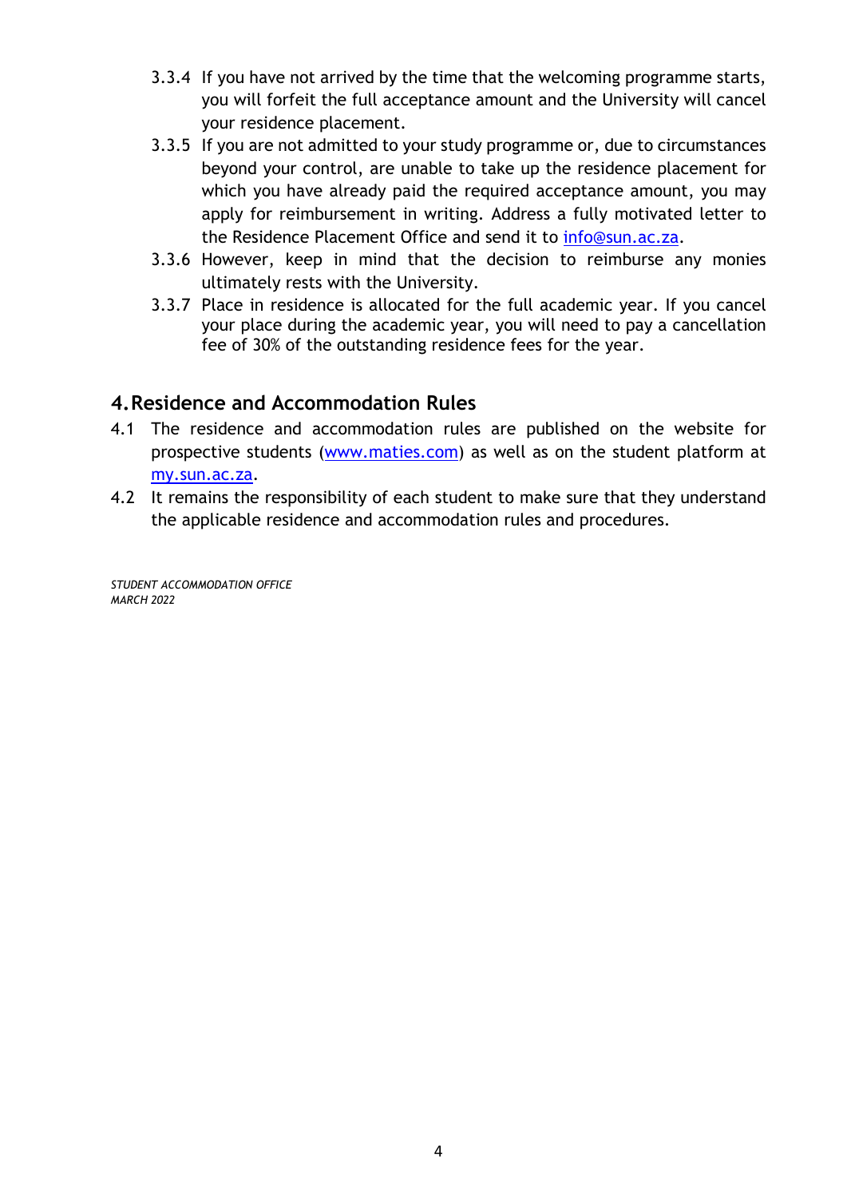3.3.4 If you have not arrived by the time that the welcoming programme starts, you will forfeit the full acceptance amount and the University will cancel your residence placement.

3.3.5 If you are not admitted to your study programme or, due to circumstances beyond your control, are unable to take up the residence placement for which you have already paid the required acceptance amount, you may apply for reimbursement in writing. Address a fully motivated letter to the Residence Placement Office and send it to [info@sun.ac.za](mailto:info@sun.ac.za).

3.3.6 However, keep in mind that the decision to reimburse any monies ultimately rests with the University.

3.3.7 Place in residence is allocated for the full academic year. If you cancel your place during the academic year, you will need to pay a cancellation fee of 30% of the outstanding residence fees for the year.

## 4. Residence and Accommodation Rules

4.1 The residence and accommodation rules are published on the website for prospective students ([www.maties.com](http://www.maties.com)) as well as on the student platform at [my.sun.ac.za](http://my.sun.ac.za).

4.2 It remains the responsibility of each student to make sure that they understand the applicable residence and accommodation rules and procedures.

*STUDENT ACCOMMODATION OFFICE*
*MARCH 2022*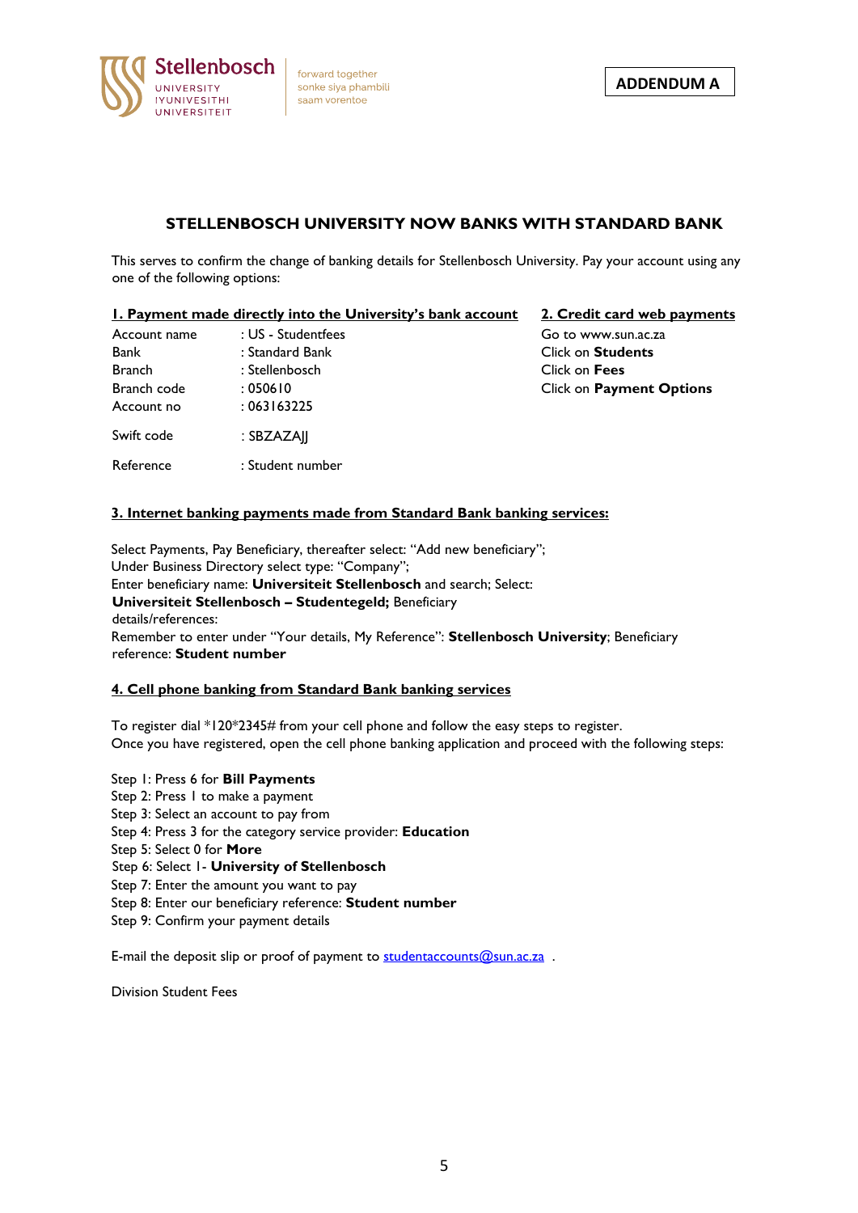**ADDENDUM A**

## STELLENBOSCH UNIVERSITY NOW BANKS WITH STANDARD BANK

This serves to confirm the change of banking details for Stellenbosch University. Pay your account using any one of the following options:

**1. Payment made directly into the University's bank account**

| | |
|---|---|
| Account name | : US - Studentfees |
| Bank | : Standard Bank |
| Branch | : Stellenbosch |
| Branch code | : 050610 |
| Account no | : 063163225 |
| Swift code | : SBZAZAJJ |
| Reference | : Student number |

**2. Credit card web payments**

Go to www.sun.ac.za
Click on **Students**
Click on **Fees**
Click on **Payment Options**

**3. Internet banking payments made from Standard Bank banking services:**

Select Payments, Pay Beneficiary, thereafter select: "Add new beneficiary";
Under Business Directory select type: "Company";
Enter beneficiary name: **Universiteit Stellenbosch** and search; Select:
**Universiteit Stellenbosch – Studentegeld;** Beneficiary details/references:
Remember to enter under "Your details, My Reference": **Stellenbosch University**; Beneficiary reference: **Student number**

**4. Cell phone banking from Standard Bank banking services**

To register dial *120*2345# from your cell phone and follow the easy steps to register.
Once you have registered, open the cell phone banking application and proceed with the following steps:

Step 1: Press 6 for **Bill Payments**
Step 2: Press 1 to make a payment
Step 3: Select an account to pay from
Step 4: Press 3 for the category service provider: **Education**
Step 5: Select 0 for **More**
Step 6: Select 1- **University of Stellenbosch**
Step 7: Enter the amount you want to pay
Step 8: Enter our beneficiary reference: **Student number**
Step 9: Confirm your payment details

E-mail the deposit slip or proof of payment to studentaccounts@sun.ac.za .

Division Student Fees